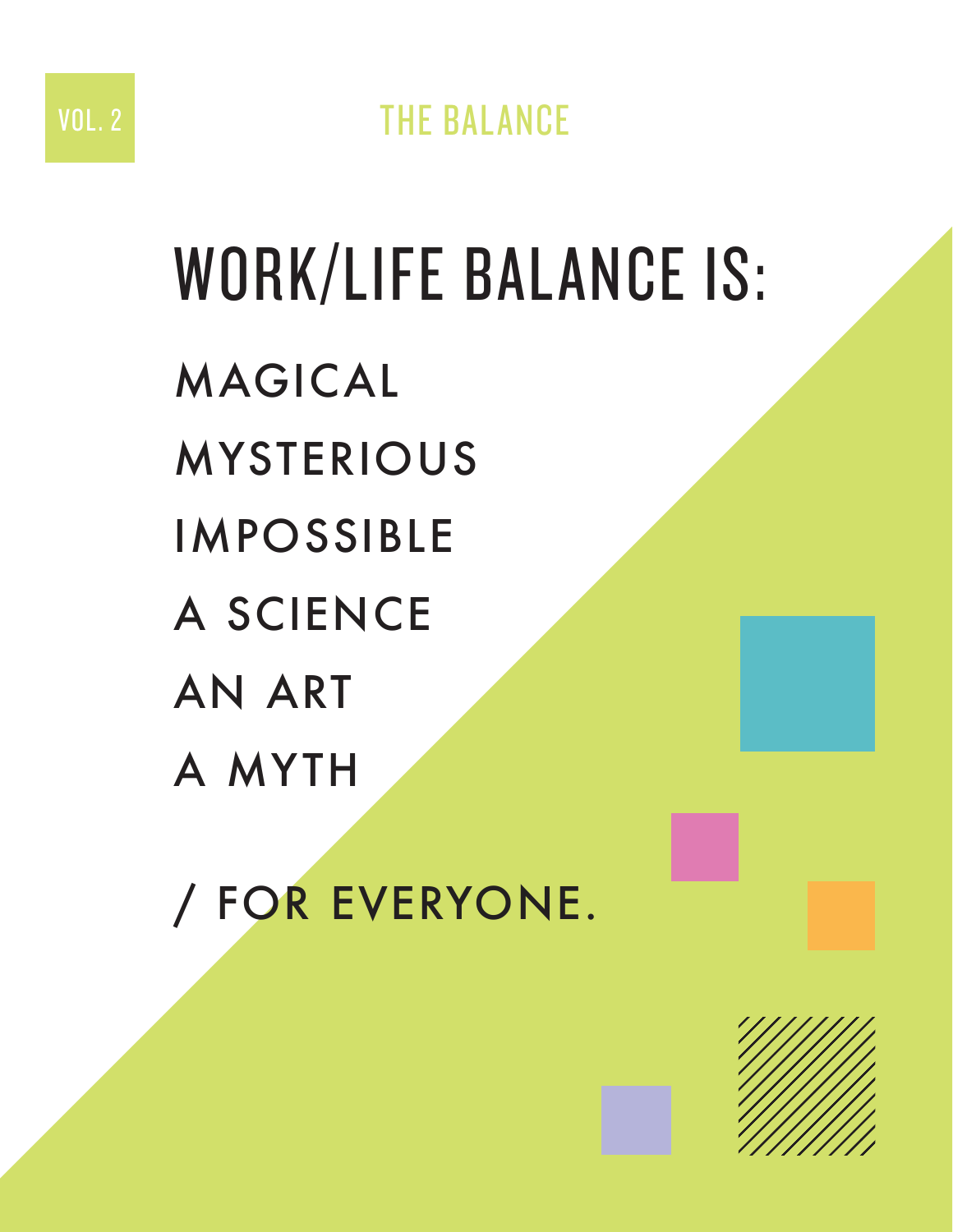VOL. 2

THE BALANCE

# WORK/LIFE BALANCE IS:

MAGICAL

MYSTERIOUS

IMPOSSIBLE

A SCIENCE

AN ART

A MYTH

/ FOR EVERYONE.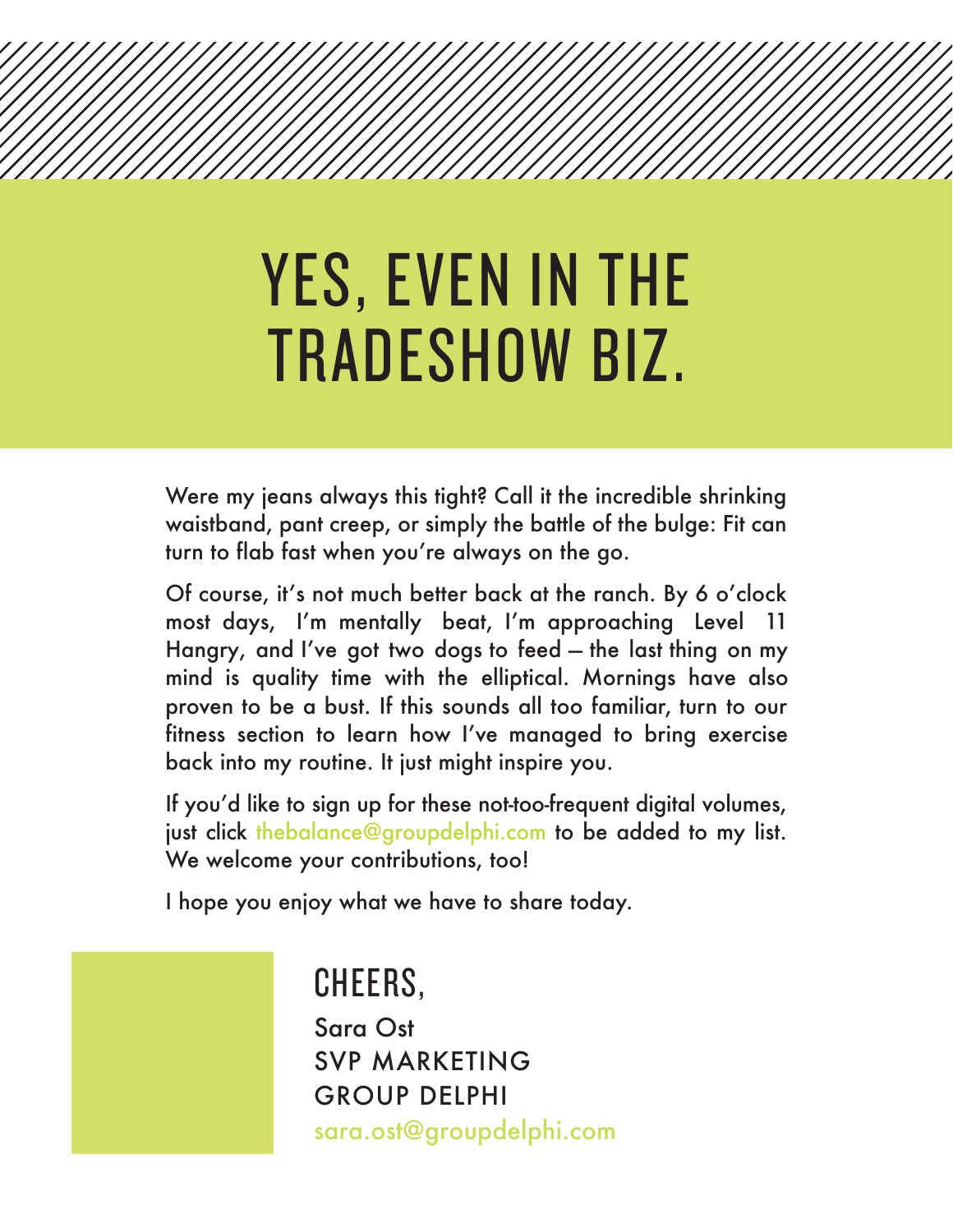# YES, EVEN IN THE TRADESHOW BIZ.

Were my jeans always this tight? Call it the incredible shrinking waistband, pant creep, or simply the battle of the bulge: Fit can turn to flab fast when you're always on the go.

Of course, it's not much better back at the ranch. By 6 o'clock most days, I'm mentally beat, I'm approaching Level 11 Hangry, and I've got two dogs to feed – the last thing on my mind is quality time with the elliptical. Mornings have also proven to be a bust. If this sounds all too familiar, turn to our fitness section to learn how I've managed to bring exercise back into my routine. It just might inspire you.

If you'd like to sign up for these not-too-frequent digital volumes, just click thebalance@groupdelphi.com to be added to my list. We welcome your contributions, too!

I hope you enjoy what we have to share today.

## CHEERS,

Sara Ost
SVP MARKETING
GROUP DELPHI
sara.ost@groupdelphi.com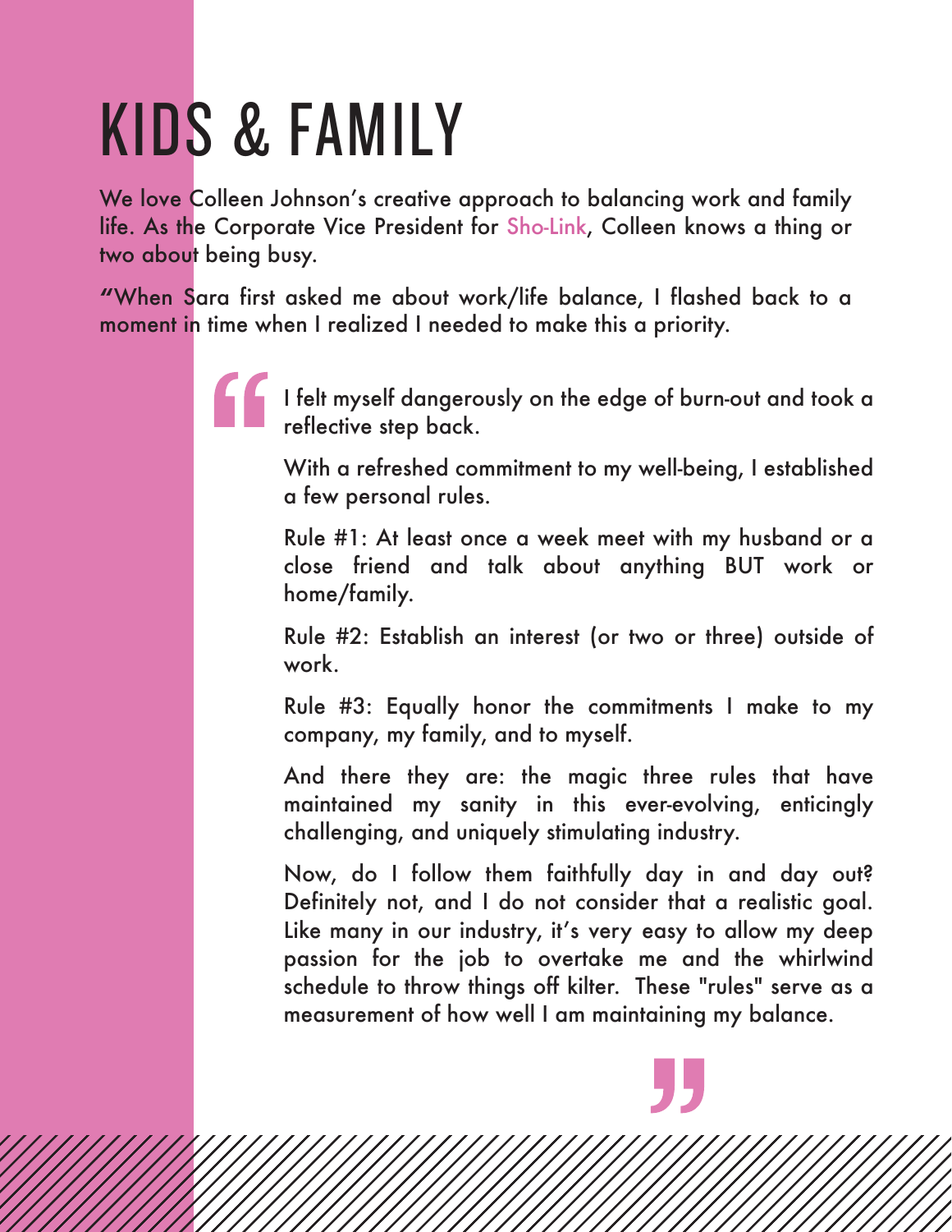# KIDS & FAMILY

We love Colleen Johnson's creative approach to balancing work and family life. As the Corporate Vice President for Sho-Link, Colleen knows a thing or two about being busy.

"When Sara first asked me about work/life balance, I flashed back to a moment in time when I realized I needed to make this a priority.

> I felt myself dangerously on the edge of burn-out and took a reflective step back.
>
> With a refreshed commitment to my well-being, I established a few personal rules.
>
> Rule #1: At least once a week meet with my husband or a close friend and talk about anything BUT work or home/family.
>
> Rule #2: Establish an interest (or two or three) outside of work.
>
> Rule #3: Equally honor the commitments I make to my company, my family, and to myself.
>
> And there they are: the magic three rules that have maintained my sanity in this ever-evolving, enticingly challenging, and uniquely stimulating industry.
>
> Now, do I follow them faithfully day in and day out? Definitely not, and I do not consider that a realistic goal. Like many in our industry, it's very easy to allow my deep passion for the job to overtake me and the whirlwind schedule to throw things off kilter. These "rules" serve as a measurement of how well I am maintaining my balance.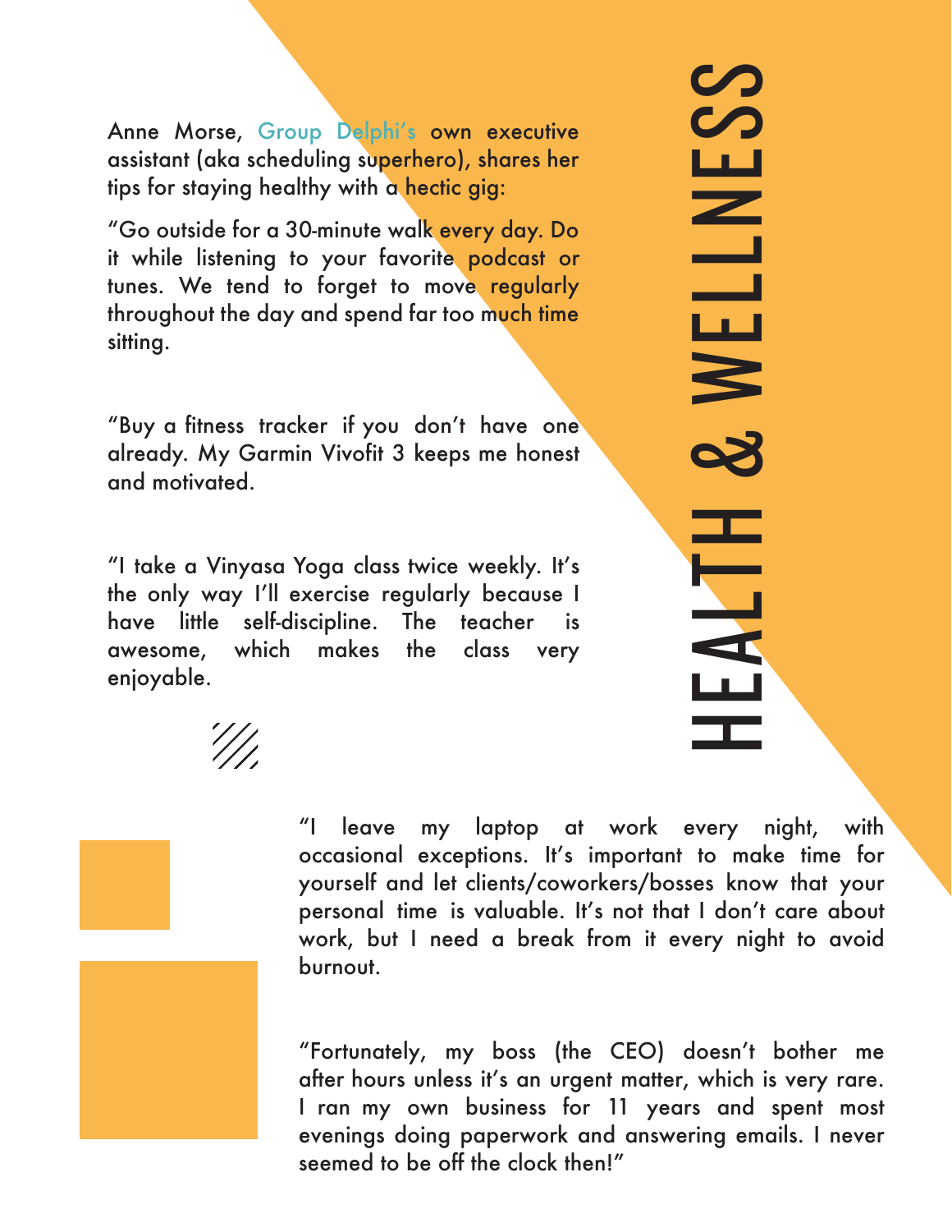# HEALTH & WELLNESS

Anne Morse, Group Delphi's own executive assistant (aka scheduling superhero), shares her tips for staying healthy with a hectic gig:

"Go outside for a 30-minute walk every day. Do it while listening to your favorite podcast or tunes. We tend to forget to move regularly throughout the day and spend far too much time sitting.

"Buy a fitness tracker if you don't have one already. My Garmin Vivofit 3 keeps me honest and motivated.

"I take a Vinyasa Yoga class twice weekly. It's the only way I'll exercise regularly because I have little self-discipline. The teacher is awesome, which makes the class very enjoyable.

"I leave my laptop at work every night, with occasional exceptions. It's important to make time for yourself and let clients/coworkers/bosses know that your personal time is valuable. It's not that I don't care about work, but I need a break from it every night to avoid burnout.

"Fortunately, my boss (the CEO) doesn't bother me after hours unless it's an urgent matter, which is very rare. I ran my own business for 11 years and spent most evenings doing paperwork and answering emails. I never seemed to be off the clock then!"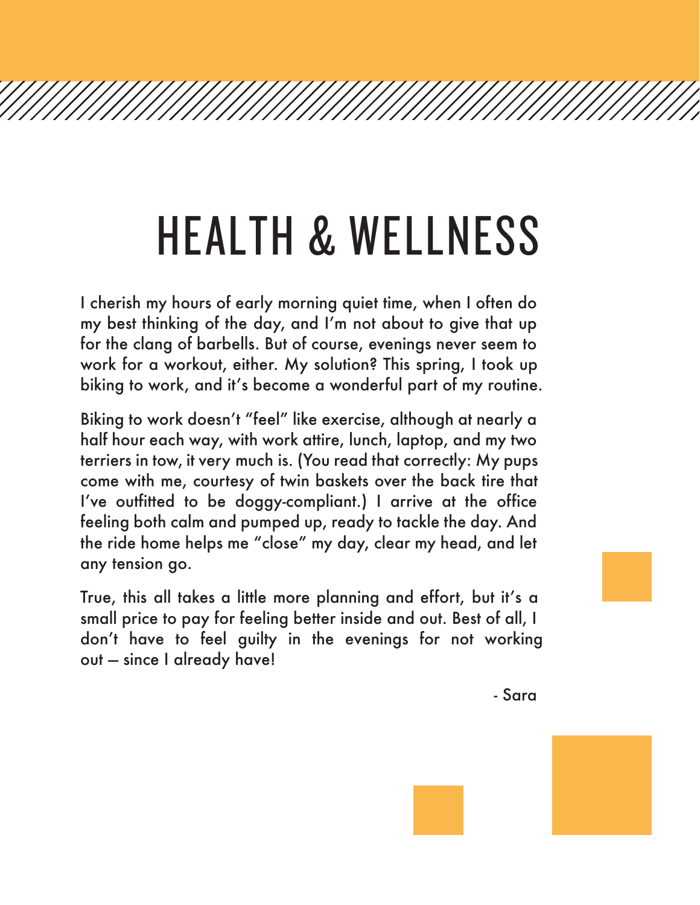# HEALTH & WELLNESS

I cherish my hours of early morning quiet time, when I often do my best thinking of the day, and I'm not about to give that up for the clang of barbells. But of course, evenings never seem to work for a workout, either. My solution? This spring, I took up biking to work, and it's become a wonderful part of my routine.

Biking to work doesn't "feel" like exercise, although at nearly a half hour each way, with work attire, lunch, laptop, and my two terriers in tow, it very much is. (You read that correctly: My pups come with me, courtesy of twin baskets over the back tire that I've outfitted to be doggy-compliant.) I arrive at the office feeling both calm and pumped up, ready to tackle the day. And the ride home helps me "close" my day, clear my head, and let any tension go.

True, this all takes a little more planning and effort, but it's a small price to pay for feeling better inside and out. Best of all, I don't have to feel guilty in the evenings for not working out — since I already have!

- Sara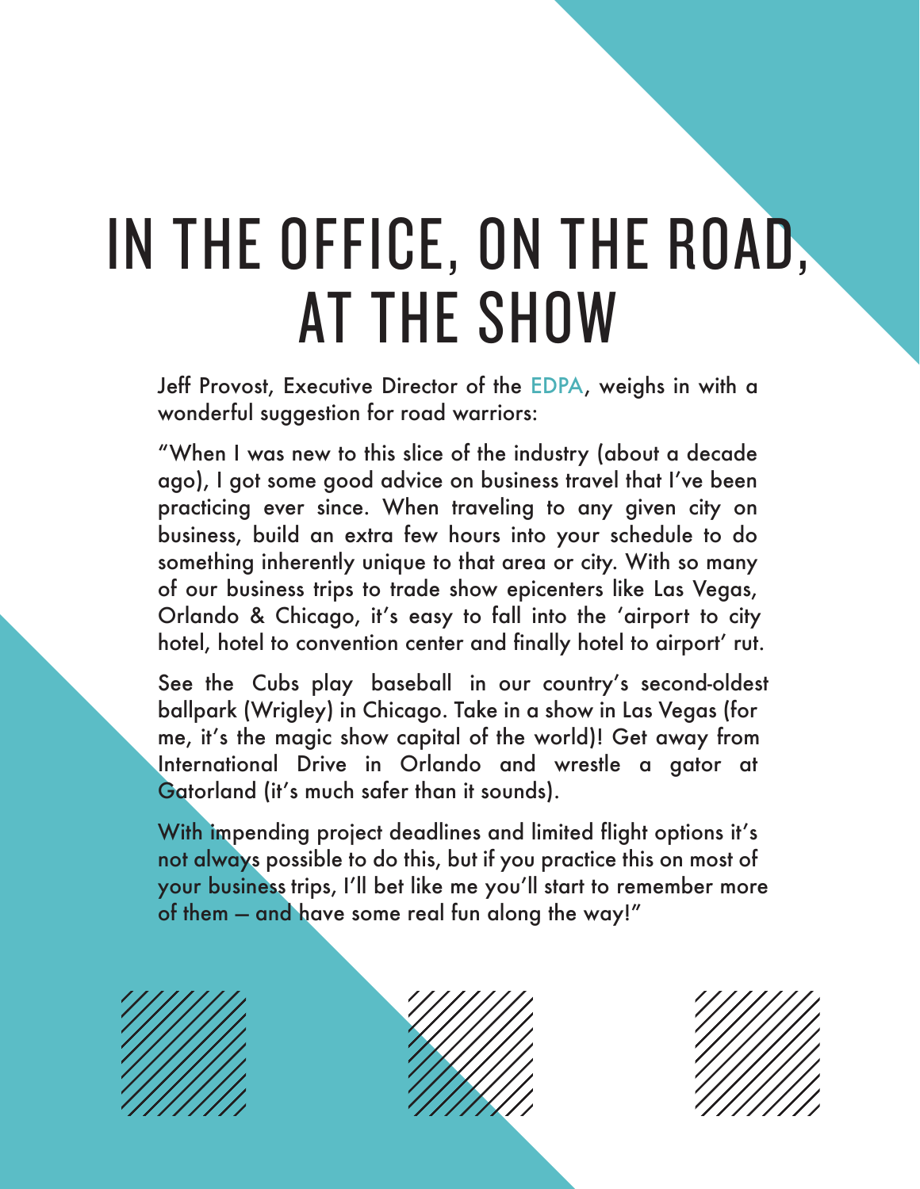# IN THE OFFICE, ON THE ROAD, AT THE SHOW

Jeff Provost, Executive Director of the EDPA, weighs in with a wonderful suggestion for road warriors:

"When I was new to this slice of the industry (about a decade ago), I got some good advice on business travel that I've been practicing ever since. When traveling to any given city on business, build an extra few hours into your schedule to do something inherently unique to that area or city. With so many of our business trips to trade show epicenters like Las Vegas, Orlando & Chicago, it's easy to fall into the 'airport to city hotel, hotel to convention center and finally hotel to airport' rut.

See the Cubs play baseball in our country's second-oldest ballpark (Wrigley) in Chicago. Take in a show in Las Vegas (for me, it's the magic show capital of the world)! Get away from International Drive in Orlando and wrestle a gator at Gatorland (it's much safer than it sounds).

With impending project deadlines and limited flight options it's not always possible to do this, but if you practice this on most of your business trips, I'll bet like me you'll start to remember more of them – and have some real fun along the way!"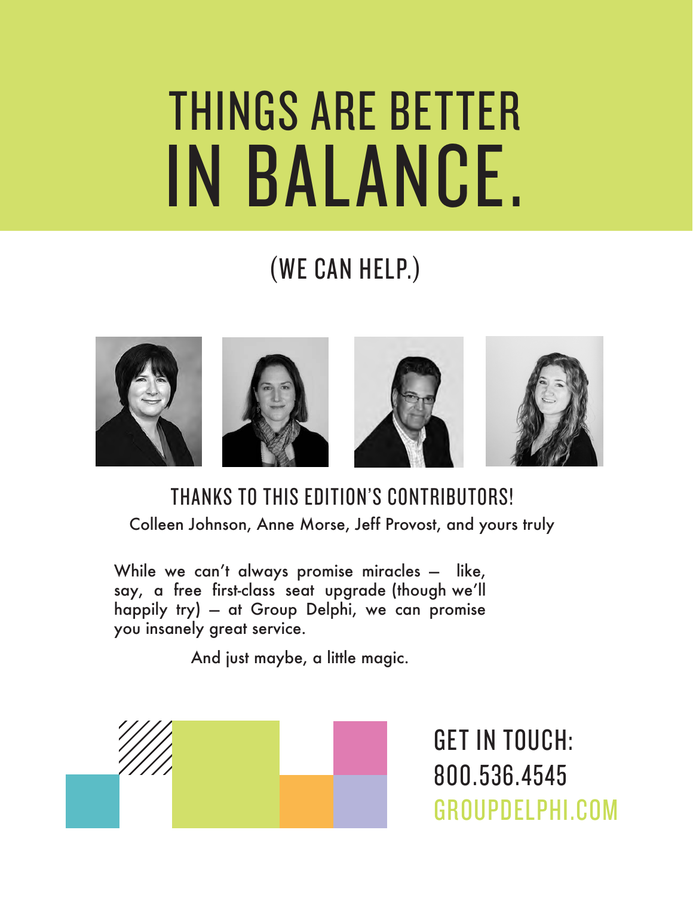# THINGS ARE BETTER IN BALANCE.

## (WE CAN HELP.)

### THANKS TO THIS EDITION'S CONTRIBUTORS!

Colleen Johnson, Anne Morse, Jeff Provost, and yours truly

While we can't always promise miracles — like, say, a free first-class seat upgrade (though we'll happily try) — at Group Delphi, we can promise you insanely great service.

And just maybe, a little magic.

GET IN TOUCH:
800.536.4545
GROUPDELPHI.COM